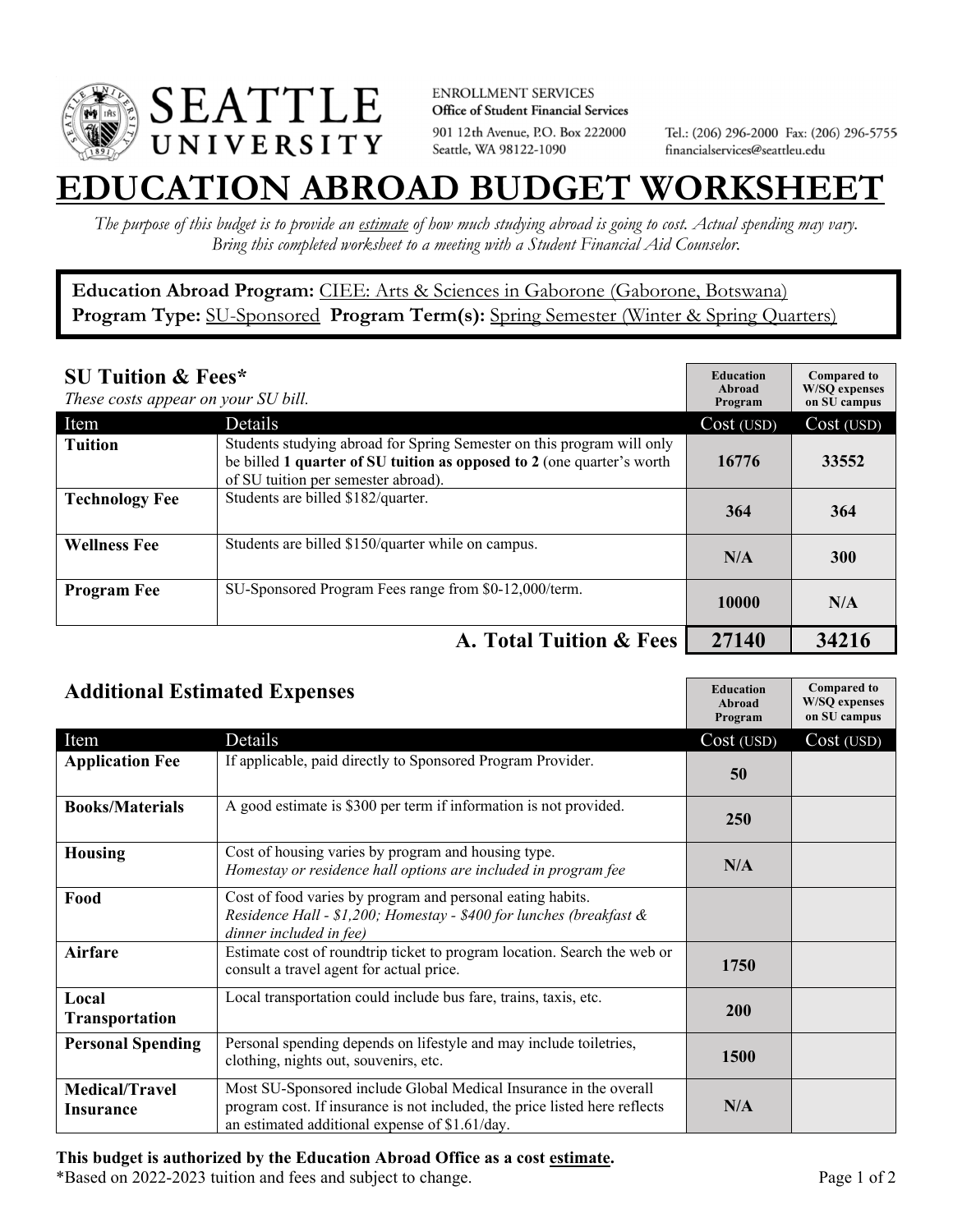SEATTLE UNIVERSITY

ENROLLMENT SERVICES
**Office of Student Financial Services**
901 12th Avenue, P.O. Box 222000
Seattle, WA 98122-1090

Tel.: (206) 296-2000 Fax: (206) 296-5755
financialservices@seattleu.edu

# EDUCATION ABROAD BUDGET WORKSHEET

*The purpose of this budget is to provide an estimate of how much studying abroad is going to cost. Actual spending may vary. Bring this completed worksheet to a meeting with a Student Financial Aid Counselor.*

**Education Abroad Program:** CIEE: Arts & Sciences in Gaborone (Gaborone, Botswana)
**Program Type:** SU-Sponsored **Program Term(s):** Spring Semester (Winter & Spring Quarters)

## SU Tuition & Fees*

*These costs appear on your SU bill.*

| Item | Details | Education Abroad Program Cost (USD) | Compared to W/SQ expenses on SU campus Cost (USD) |
|---|---|---|---|
| **Tuition** | Students studying abroad for Spring Semester on this program will only be billed **1 quarter of SU tuition as opposed to 2** (one quarter's worth of SU tuition per semester abroad). | 16776 | 33552 |
| **Technology Fee** | Students are billed $182/quarter. | 364 | 364 |
| **Wellness Fee** | Students are billed $150/quarter while on campus. | N/A | 300 |
| **Program Fee** | SU-Sponsored Program Fees range from $0-12,000/term. | 10000 | N/A |
| | **A. Total Tuition & Fees** | **27140** | **34216** |

## Additional Estimated Expenses

| Item | Details | Education Abroad Program Cost (USD) | Compared to W/SQ expenses on SU campus Cost (USD) |
|---|---|---|---|
| **Application Fee** | If applicable, paid directly to Sponsored Program Provider. | 50 | |
| **Books/Materials** | A good estimate is $300 per term if information is not provided. | 250 | |
| **Housing** | Cost of housing varies by program and housing type. *Homestay or residence hall options are included in program fee* | N/A | |
| **Food** | Cost of food varies by program and personal eating habits. *Residence Hall - $1,200; Homestay - $400 for lunches (breakfast & dinner included in fee)* | | |
| **Airfare** | Estimate cost of roundtrip ticket to program location. Search the web or consult a travel agent for actual price. | 1750 | |
| **Local Transportation** | Local transportation could include bus fare, trains, taxis, etc. | 200 | |
| **Personal Spending** | Personal spending depends on lifestyle and may include toiletries, clothing, nights out, souvenirs, etc. | 1500 | |
| **Medical/Travel Insurance** | Most SU-Sponsored include Global Medical Insurance in the overall program cost. If insurance is not included, the price listed here reflects an estimated additional expense of $1.61/day. | N/A | |

**This budget is authorized by the Education Abroad Office as a cost estimate.**
*Based on 2022-2023 tuition and fees and subject to change.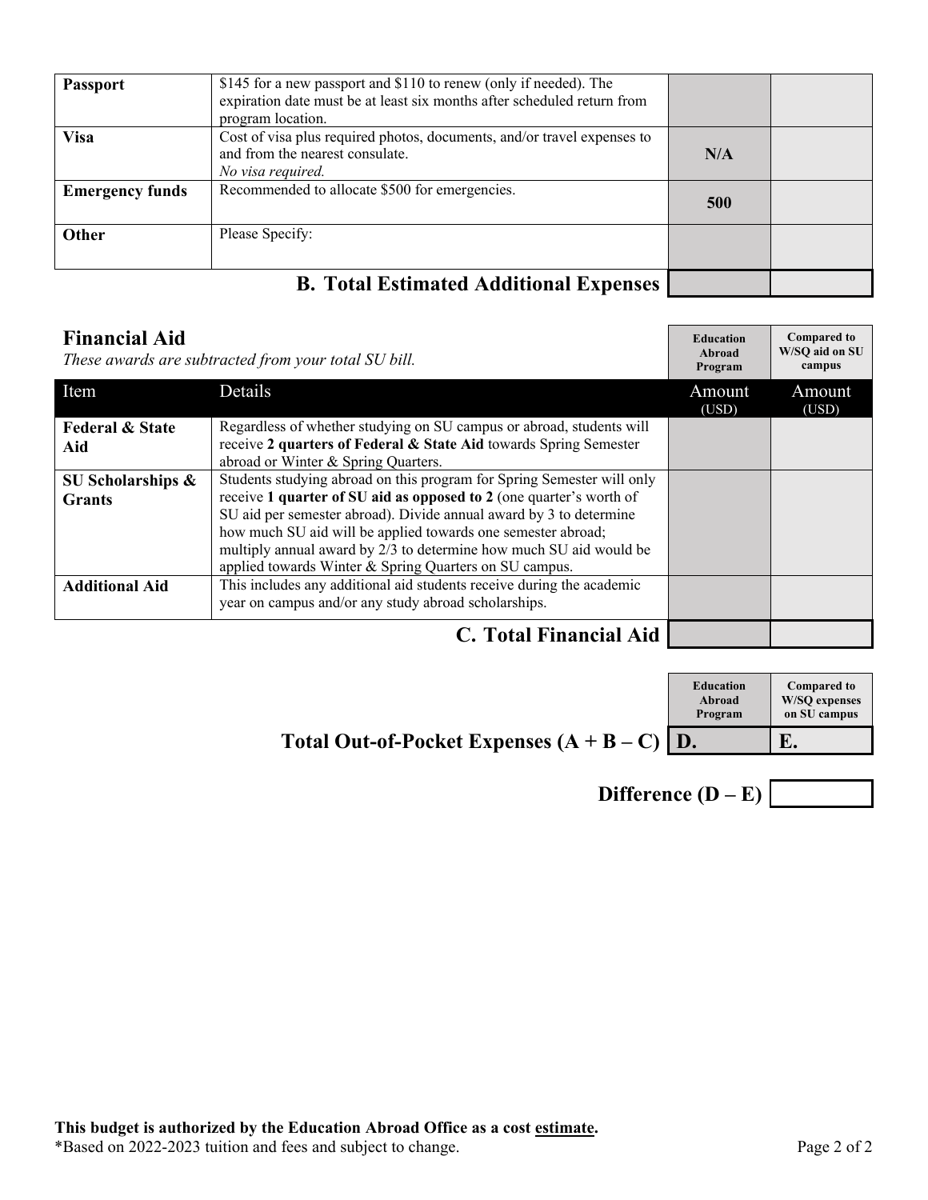| | | | |
|---|---|---|---|
| **Passport** | $145 for a new passport and $110 to renew (only if needed). The expiration date must be at least six months after scheduled return from program location. | | |
| **Visa** | Cost of visa plus required photos, documents, and/or travel expenses to and from the nearest consulate. *No visa required.* | N/A | |
| **Emergency funds** | Recommended to allocate $500 for emergencies. | 500 | |
| **Other** | Please Specify: | | |
| | **B. Total Estimated Additional Expenses** | | |

## Financial Aid

*These awards are subtracted from your total SU bill.*

| | | **Education Abroad Program** | **Compared to W/SQ aid on SU campus** |
|---|---|---|---|
| Item | Details | Amount (USD) | Amount (USD) |
| **Federal & State Aid** | Regardless of whether studying on SU campus or abroad, students will receive **2 quarters of Federal & State Aid** towards Spring Semester abroad or Winter & Spring Quarters. | | |
| **SU Scholarships & Grants** | Students studying abroad on this program for Spring Semester will only receive **1 quarter of SU aid as opposed to 2** (one quarter's worth of SU aid per semester abroad). Divide annual award by 3 to determine how much SU aid will be applied towards one semester abroad; multiply annual award by 2/3 to determine how much SU aid would be applied towards Winter & Spring Quarters on SU campus. | | |
| **Additional Aid** | This includes any additional aid students receive during the academic year on campus and/or any study abroad scholarships. | | |
| | **C. Total Financial Aid** | | |

| | **Education Abroad Program** | **Compared to W/SQ expenses on SU campus** |
|---|---|---|
| **Total Out-of-Pocket Expenses (A + B – C)** | **D.** | **E.** |

**Difference (D – E)**

**This budget is authorized by the Education Abroad Office as a cost estimate.**

*Based on 2022-2023 tuition and fees and subject to change.